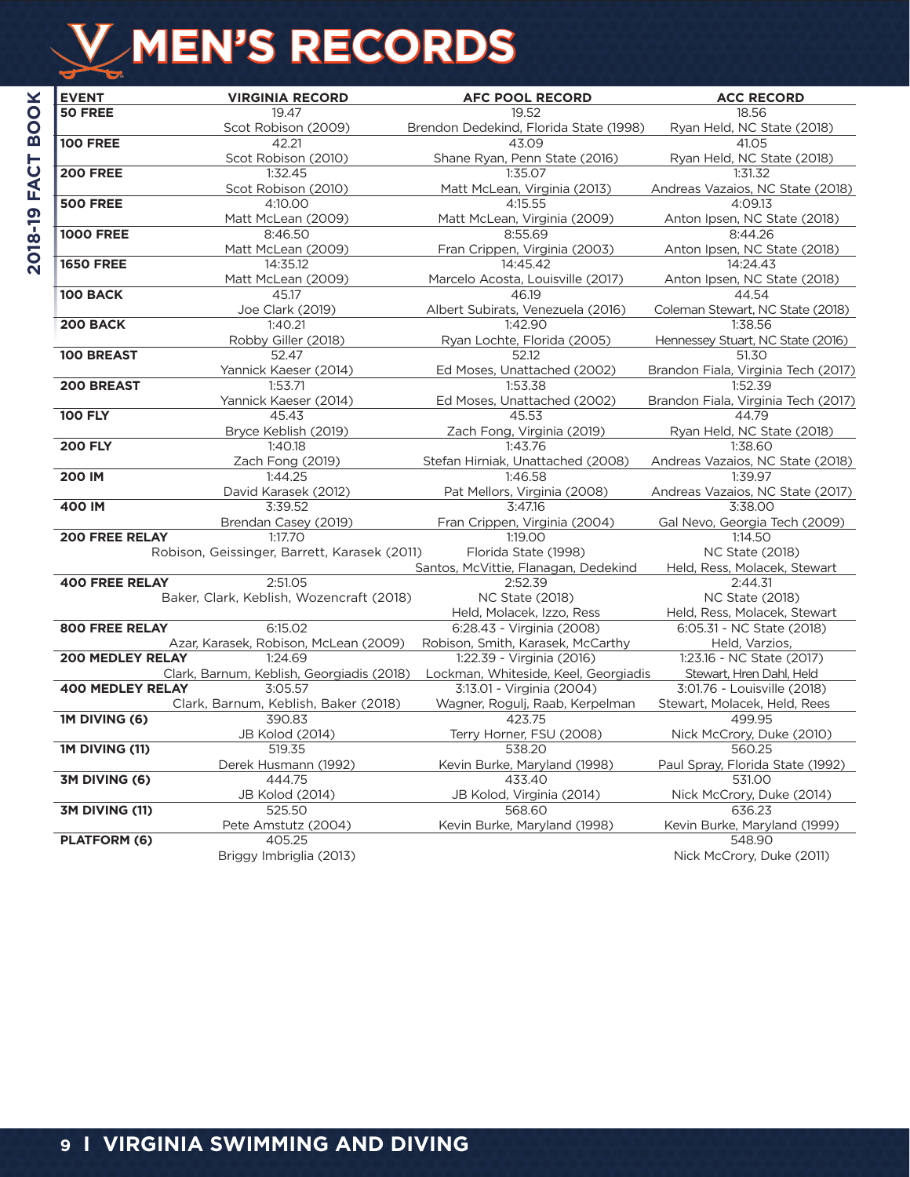# MEN'S RECORDS

| EVENT | VIRGINIA RECORD | AFC POOL RECORD | ACC RECORD |
| --- | --- | --- | --- |
| 50 FREE | 19.47<br>Scot Robison (2009) | 19.52<br>Brendon Dedekind, Florida State (1998) | 18.56<br>Ryan Held, NC State (2018) |
| 100 FREE | 42.21<br>Scot Robison (2010) | 43.09<br>Shane Ryan, Penn State (2016) | 41.05<br>Ryan Held, NC State (2018) |
| 200 FREE | 1:32.45<br>Scot Robison (2010) | 1:35.07<br>Matt McLean, Virginia (2013) | 1:31.32<br>Andreas Vazaios, NC State (2018) |
| 500 FREE | 4:10.00<br>Matt McLean (2009) | 4:15.55<br>Matt McLean, Virginia (2009) | 4:09.13<br>Anton Ipsen, NC State (2018) |
| 1000 FREE | 8:46.50<br>Matt McLean (2009) | 8:55.69<br>Fran Crippen, Virginia (2003) | 8:44.26<br>Anton Ipsen, NC State (2018) |
| 1650 FREE | 14:35.12<br>Matt McLean (2009) | 14:45.42<br>Marcelo Acosta, Louisville (2017) | 14:24.43<br>Anton Ipsen, NC State (2018) |
| 100 BACK | 45.17<br>Joe Clark (2019) | 46.19<br>Albert Subirats, Venezuela (2016) | 44.54<br>Coleman Stewart, NC State (2018) |
| 200 BACK | 1:40.21<br>Robby Giller (2018) | 1:42.90<br>Ryan Lochte, Florida (2005) | 1:38.56<br>Hennessey Stuart, NC State (2016) |
| 100 BREAST | 52.47<br>Yannick Kaeser (2014) | 52.12<br>Ed Moses, Unattached (2002) | 51.30<br>Brandon Fiala, Virginia Tech (2017) |
| 200 BREAST | 1:53.71<br>Yannick Kaeser (2014) | 1:53.38<br>Ed Moses, Unattached (2002) | 1:52.39<br>Brandon Fiala, Virginia Tech (2017) |
| 100 FLY | 45.43<br>Bryce Keblish (2019) | 45.53<br>Zach Fong, Virginia (2019) | 44.79<br>Ryan Held, NC State (2018) |
| 200 FLY | 1:40.18<br>Zach Fong (2019) | 1:43.76<br>Stefan Hirniak, Unattached (2008) | 1:38.60<br>Andreas Vazaios, NC State (2018) |
| 200 IM | 1:44.25<br>David Karasek (2012) | 1:46.58<br>Pat Mellors, Virginia (2008) | 1:39.97<br>Andreas Vazaios, NC State (2017) |
| 400 IM | 3:39.52<br>Brendan Casey (2019) | 3:47.16<br>Fran Crippen, Virginia (2004) | 3:38.00<br>Gal Nevo, Georgia Tech (2009) |
| 200 FREE RELAY | 1:17.70<br>Robison, Geissinger, Barrett, Karasek (2011) | 1:19.00<br>Florida State (1998)<br>Santos, McVittie, Flanagan, Dedekind | 1:14.50<br>NC State (2018)<br>Held, Ress, Molacek, Stewart |
| 400 FREE RELAY | 2:51.05<br>Baker, Clark, Keblish, Wozencraft (2018) | 2:52.39<br>NC State (2018)<br>Held, Molacek, Izzo, Ress | 2:44.31<br>NC State (2018)<br>Held, Ress, Molacek, Stewart |
| 800 FREE RELAY | 6:15.02<br>Azar, Karasek, Robison, McLean (2009) | 6:28.43 - Virginia (2008)<br>Robison, Smith, Karasek, McCarthy | 6:05.31 - NC State (2018)<br>Held, Varzios, |
| 200 MEDLEY RELAY | 1:24.69<br>Clark, Barnum, Keblish, Georgiadis (2018) | 1:22.39 - Virginia (2016)<br>Lockman, Whiteside, Keel, Georgiadis | 1:23.16 - NC State (2017)<br>Stewart, Hren Dahl, Held |
| 400 MEDLEY RELAY | 3:05.57<br>Clark, Barnum, Keblish, Baker (2018) | 3:13.01 - Virginia (2004)<br>Wagner, Rogulj, Raab, Kerpelman | 3:01.76 - Louisville (2018)<br>Stewart, Molacek, Held, Rees |
| 1M DIVING (6) | 390.83<br>JB Kolod (2014) | 423.75<br>Terry Horner, FSU (2008) | 499.95<br>Nick McCrory, Duke (2010) |
| 1M DIVING (11) | 519.35<br>Derek Husmann (1992) | 538.20<br>Kevin Burke, Maryland (1998) | 560.25<br>Paul Spray, Florida State (1992) |
| 3M DIVING (6) | 444.75<br>JB Kolod (2014) | 433.40<br>JB Kolod, Virginia (2014) | 531.00<br>Nick McCrory, Duke (2014) |
| 3M DIVING (11) | 525.50<br>Pete Amstutz (2004) | 568.60<br>Kevin Burke, Maryland (1998) | 636.23<br>Kevin Burke, Maryland (1999) |
| PLATFORM (6) | 405.25<br>Briggy Imbriglia (2013) | | 548.90<br>Nick McCrory, Duke (2011) |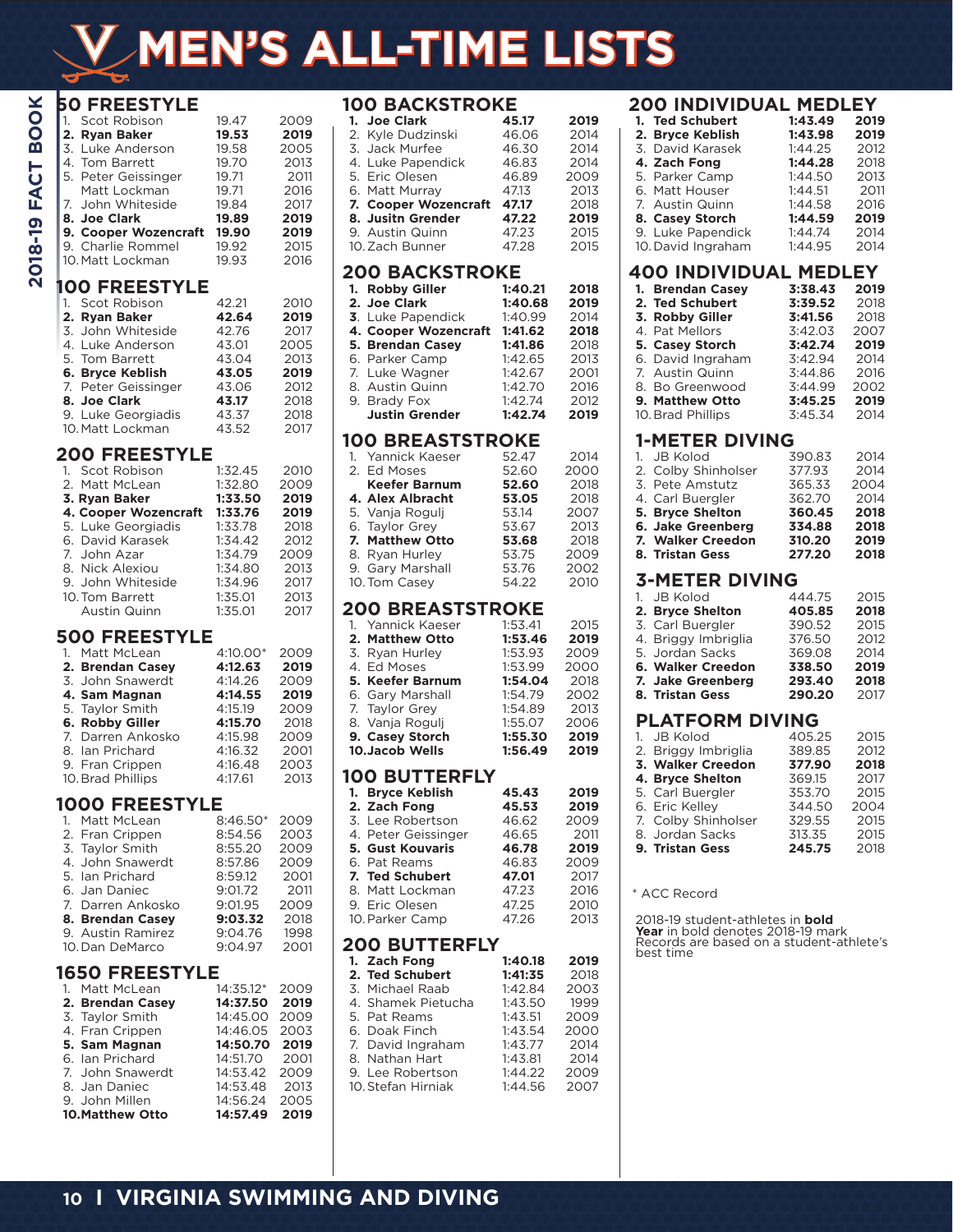# MEN'S ALL-TIME LISTS

## 50 FREESTYLE

| Rank | Name | Time | Year |
|---|---|---|---|
| 1. | Scot Robison | 19.47 | 2009 |
| 2. | **Ryan Baker** | **19.53** | **2019** |
| 3. | Luke Anderson | 19.58 | 2005 |
| 4. | Tom Barrett | 19.70 | 2013 |
| 5. | Peter Geissinger | 19.71 | 2011 |
| | Matt Lockman | 19.71 | 2016 |
| 7. | John Whiteside | 19.84 | 2017 |
| 8. | **Joe Clark** | **19.89** | **2019** |
| 9. | **Cooper Wozencraft** | **19.90** | **2019** |
| 9. | Charlie Rommel | 19.92 | 2015 |
| 10. | Matt Lockman | 19.93 | 2016 |

## 100 FREESTYLE

| Rank | Name | Time | Year |
|---|---|---|---|
| 1. | Scot Robison | 42.21 | 2010 |
| 2. | **Ryan Baker** | **42.64** | **2019** |
| 3. | John Whiteside | 42.76 | 2017 |
| 4. | Luke Anderson | 43.01 | 2005 |
| 5. | Tom Barrett | 43.04 | 2013 |
| 6. | **Bryce Keblish** | **43.05** | **2019** |
| 7. | Peter Geissinger | 43.06 | 2012 |
| 8. | **Joe Clark** | **43.17** | 2018 |
| 9. | Luke Georgiadis | 43.37 | 2018 |
| 10. | Matt Lockman | 43.52 | 2017 |

## 200 FREESTYLE

| Rank | Name | Time | Year |
|---|---|---|---|
| 1. | Scot Robison | 1:32.45 | 2010 |
| 2. | Matt McLean | 1:32.80 | 2009 |
| 3. | **Ryan Baker** | **1:33.50** | **2019** |
| 4. | **Cooper Wozencraft** | **1:33.76** | **2019** |
| 5. | Luke Georgiadis | 1:33.78 | 2018 |
| 6. | David Karasek | 1:34.42 | 2012 |
| 7. | John Azar | 1:34.79 | 2009 |
| 8. | Nick Alexiou | 1:34.80 | 2013 |
| 9. | John Whiteside | 1:34.96 | 2017 |
| 10. | Tom Barrett | 1:35.01 | 2013 |
| | Austin Quinn | 1:35.01 | 2017 |

## 500 FREESTYLE

| Rank | Name | Time | Year |
|---|---|---|---|
| 1. | Matt McLean | 4:10.00* | 2009 |
| 2. | **Brendan Casey** | **4:12.63** | **2019** |
| 3. | John Snawerdt | 4:14.26 | 2009 |
| 4. | **Sam Magnan** | **4:14.55** | **2019** |
| 5. | Taylor Smith | 4:15.19 | 2009 |
| 6. | **Robby Giller** | **4:15.70** | 2018 |
| 7. | Darren Ankosko | 4:15.98 | 2009 |
| 8. | Ian Prichard | 4:16.32 | 2001 |
| 9. | Fran Crippen | 4:16.48 | 2003 |
| 10. | Brad Phillips | 4:17.61 | 2013 |

## 1000 FREESTYLE

| Rank | Name | Time | Year |
|---|---|---|---|
| 1. | Matt McLean | 8:46.50* | 2009 |
| 2. | Fran Crippen | 8:54.56 | 2003 |
| 3. | Taylor Smith | 8:55.20 | 2009 |
| 4. | John Snawerdt | 8:57.86 | 2009 |
| 5. | Ian Prichard | 8:59.12 | 2001 |
| 6. | Jan Daniec | 9:01.72 | 2011 |
| 7. | Darren Ankosko | 9:01.95 | 2009 |
| 8. | **Brendan Casey** | **9:03.32** | 2018 |
| 9. | Austin Ramirez | 9:04.76 | 1998 |
| 10. | Dan DeMarco | 9:04.97 | 2001 |

## 1650 FREESTYLE

| Rank | Name | Time | Year |
|---|---|---|---|
| 1. | Matt McLean | 14:35.12* | 2009 |
| 2. | **Brendan Casey** | **14:37.50** | **2019** |
| 3. | Taylor Smith | 14:45.00 | 2009 |
| 4. | Fran Crippen | 14:46.05 | 2003 |
| 5. | **Sam Magnan** | **14:50.70** | **2019** |
| 6. | Ian Prichard | 14:51.70 | 2001 |
| 7. | John Snawerdt | 14:53.42 | 2009 |
| 8. | Jan Daniec | 14:53.48 | 2013 |
| 9. | John Millen | 14:56.24 | 2005 |
| 10. | **Matthew Otto** | **14:57.49** | **2019** |

## 100 BACKSTROKE

| Rank | Name | Time | Year |
|---|---|---|---|
| 1. | **Joe Clark** | **45.17** | **2019** |
| 2. | Kyle Dudzinski | 46.06 | 2014 |
| 3. | Jack Murfee | 46.30 | 2014 |
| 4. | Luke Papendick | 46.83 | 2014 |
| 5. | Eric Olesen | 46.89 | 2009 |
| 6. | Matt Murray | 47.13 | 2013 |
| 7. | **Cooper Wozencraft** | **47.17** | 2018 |
| 8. | **Jusitn Grender** | **47.22** | **2019** |
| 9. | Austin Quinn | 47.23 | 2015 |
| 10. | Zach Bunner | 47.28 | 2015 |

## 200 BACKSTROKE

| Rank | Name | Time | Year |
|---|---|---|---|
| 1. | **Robby Giller** | **1:40.21** | 2018 |
| 2. | **Joe Clark** | **1:40.68** | **2019** |
| 3. | Luke Papendick | 1:40.99 | 2014 |
| 4. | **Cooper Wozencraft** | **1:41.62** | 2018 |
| 5. | **Brendan Casey** | **1:41.86** | 2018 |
| 6. | Parker Camp | 1:42.65 | 2013 |
| 7. | Luke Wagner | 1:42.67 | 2001 |
| 8. | Austin Quinn | 1:42.70 | 2016 |
| 9. | Brady Fox | 1:42.74 | 2012 |
| | **Justin Grender** | **1:42.74** | **2019** |

## 100 BREASTSTROKE

| Rank | Name | Time | Year |
|---|---|---|---|
| 1. | Yannick Kaeser | 52.47 | 2014 |
| 2. | Ed Moses | 52.60 | 2000 |
| | **Keefer Barnum** | **52.60** | 2018 |
| 4. | **Alex Albracht** | **53.05** | 2018 |
| 5. | Vanja Rogulj | 53.14 | 2007 |
| 6. | Taylor Grey | 53.67 | 2013 |
| 7. | **Matthew Otto** | **53.68** | 2018 |
| 8. | Ryan Hurley | 53.75 | 2009 |
| 9. | Gary Marshall | 53.76 | 2002 |
| 10. | Tom Casey | 54.22 | 2010 |

## 200 BREASTSTROKE

| Rank | Name | Time | Year |
|---|---|---|---|
| 1. | Yannick Kaeser | 1:53.41 | 2015 |
| 2. | **Matthew Otto** | **1:53.46** | **2019** |
| 3. | Ryan Hurley | 1:53.93 | 2009 |
| 4. | Ed Moses | 1:53.99 | 2000 |
| 5. | **Keefer Barnum** | **1:54.04** | 2018 |
| 6. | Gary Marshall | 1:54.79 | 2002 |
| 7. | Taylor Grey | 1:54.89 | 2013 |
| 8. | Vanja Rogulj | 1:55.07 | 2006 |
| 9. | **Casey Storch** | **1:55.30** | **2019** |
| 10. | **Jacob Wells** | **1:56.49** | **2019** |

## 100 BUTTERFLY

| Rank | Name | Time | Year |
|---|---|---|---|
| 1. | **Bryce Keblish** | **45.43** | **2019** |
| 2. | **Zach Fong** | **45.53** | **2019** |
| 3. | Lee Robertson | 46.62 | 2009 |
| 4. | Peter Geissinger | 46.65 | 2011 |
| 5. | **Gust Kouvaris** | **46.78** | **2019** |
| 6. | Pat Reams | 46.83 | 2009 |
| 7. | **Ted Schubert** | **47.01** | 2017 |
| 8. | Matt Lockman | 47.23 | 2016 |
| 9. | Eric Olesen | 47.25 | 2010 |
| 10. | Parker Camp | 47.26 | 2013 |

## 200 BUTTERFLY

| Rank | Name | Time | Year |
|---|---|---|---|
| 1. | **Zach Fong** | **1:40.18** | **2019** |
| 2. | **Ted Schubert** | **1:41.35** | 2018 |
| 3. | Michael Raab | 1:42.84 | 2003 |
| 4. | Shamek Pietucha | 1:43.50 | 1999 |
| 5. | Pat Reams | 1:43.51 | 2009 |
| 6. | Doak Finch | 1:43.54 | 2000 |
| 7. | David Ingraham | 1:43.77 | 2014 |
| 8. | Nathan Hart | 1:43.81 | 2014 |
| 9. | Lee Robertson | 1:44.22 | 2009 |
| 10. | Stefan Hirniak | 1:44.56 | 2007 |

## 200 INDIVIDUAL MEDLEY

| Rank | Name | Time | Year |
|---|---|---|---|
| 1. | **Ted Schubert** | **1:43.49** | **2019** |
| 2. | **Bryce Keblish** | **1:43.98** | **2019** |
| 3. | David Karasek | 1:44.25 | 2012 |
| 4. | **Zach Fong** | **1:44.28** | 2018 |
| 5. | Parker Camp | 1:44.50 | 2013 |
| 6. | Matt Houser | 1:44.51 | 2011 |
| 7. | Austin Quinn | 1:44.58 | 2016 |
| 8. | **Casey Storch** | **1:44.59** | **2019** |
| 9. | Luke Papendick | 1:44.74 | 2014 |
| 10. | David Ingraham | 1:44.95 | 2014 |

## 400 INDIVIDUAL MEDLEY

| Rank | Name | Time | Year |
|---|---|---|---|
| 1. | **Brendan Casey** | **3:38.43** | **2019** |
| 2. | **Ted Schubert** | **3:39.52** | 2018 |
| 3. | **Robby Giller** | **3:41.56** | 2018 |
| 4. | Pat Mellors | 3:42.03 | 2007 |
| 5. | **Casey Storch** | **3:42.74** | **2019** |
| 6. | David Ingraham | 3:42.94 | 2014 |
| 7. | Austin Quinn | 3:44.86 | 2016 |
| 8. | Bo Greenwood | 3:44.99 | 2002 |
| 9. | **Matthew Otto** | **3:45.25** | **2019** |
| 10. | Brad Phillips | 3:45.34 | 2014 |

## 1-METER DIVING

| Rank | Name | Score | Year |
|---|---|---|---|
| 1. | JB Kolod | 390.83 | 2014 |
| 2. | Colby Shinholser | 377.93 | 2014 |
| 3. | Pete Amstutz | 365.33 | 2004 |
| 4. | Carl Buergler | 362.70 | 2014 |
| 5. | **Bryce Shelton** | **360.45** | 2018 |
| 6. | **Jake Greenberg** | **334.88** | 2018 |
| 7. | **Walker Creedon** | **310.20** | **2019** |
| 8. | **Tristan Gess** | **277.20** | 2018 |

## 3-METER DIVING

| Rank | Name | Score | Year |
|---|---|---|---|
| 1. | JB Kolod | 444.75 | 2015 |
| 2. | **Bryce Shelton** | **405.85** | 2018 |
| 3. | Carl Buergler | 390.52 | 2015 |
| 4. | Briggy Imbriglia | 376.50 | 2012 |
| 5. | Jordan Sacks | 369.08 | 2014 |
| 6. | **Walker Creedon** | **338.50** | **2019** |
| 7. | **Jake Greenberg** | **293.40** | 2018 |
| 8. | **Tristan Gess** | **290.20** | 2017 |

## PLATFORM DIVING

| Rank | Name | Score | Year |
|---|---|---|---|
| 1. | JB Kolod | 405.25 | 2015 |
| 2. | Briggy Imbriglia | 389.85 | 2012 |
| 3. | **Walker Creedon** | **377.90** | **2019** |
| 4. | **Bryce Shelton** | **369.15** | 2017 |
| 5. | Carl Buergler | 353.70 | 2015 |
| 6. | Eric Kelley | 344.50 | 2004 |
| 7. | Colby Shinholser | 329.55 | 2015 |
| 8. | Jordan Sacks | 313.35 | 2015 |
| 9. | **Tristan Gess** | **245.75** | 2018 |

\* ACC Record

2018-19 student-athletes in **bold**
**Year** in bold denotes 2018-19 mark
Records are based on a student-athlete's best time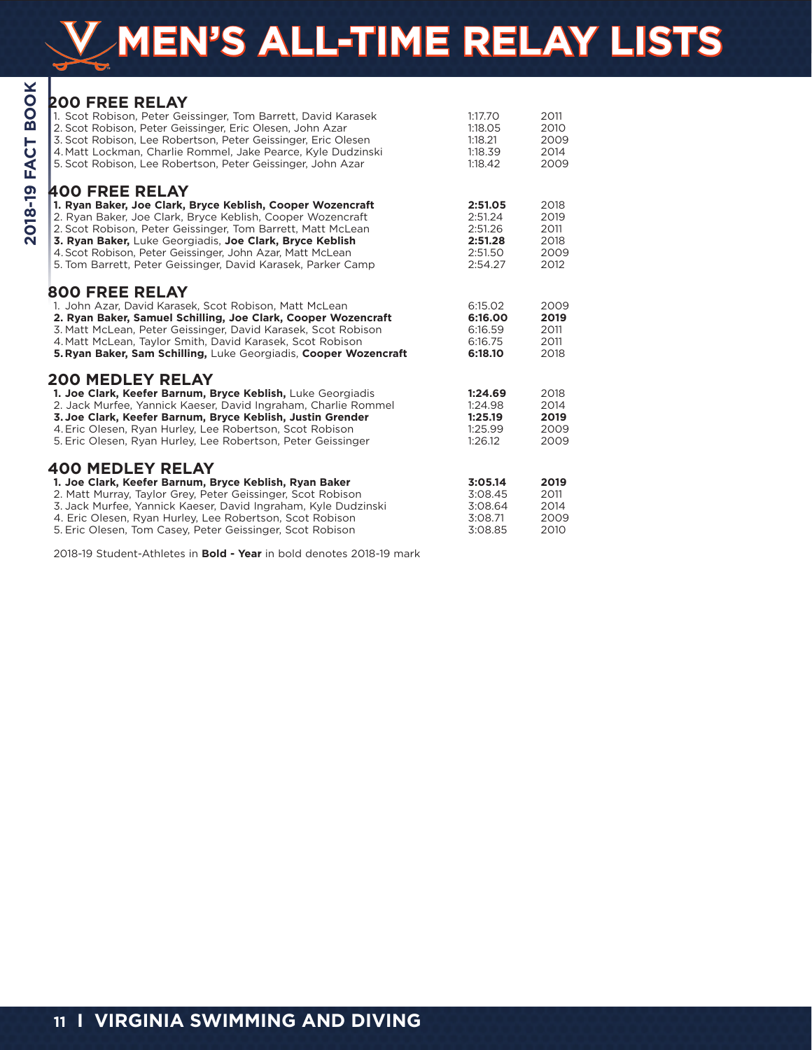# MEN'S ALL-TIME RELAY LISTS

## 200 FREE RELAY

| | | |
|---|---|---|
| 1. Scot Robison, Peter Geissinger, Tom Barrett, David Karasek | 1:17.70 | 2011 |
| 2. Scot Robison, Peter Geissinger, Eric Olesen, John Azar | 1:18.05 | 2010 |
| 3. Scot Robison, Lee Robertson, Peter Geissinger, Eric Olesen | 1:18.21 | 2009 |
| 4. Matt Lockman, Charlie Rommel, Jake Pearce, Kyle Dudzinski | 1:18.39 | 2014 |
| 5. Scot Robison, Lee Robertson, Peter Geissinger, John Azar | 1:18.42 | 2009 |

## 400 FREE RELAY

| | | |
|---|---|---|
| **1. Ryan Baker, Joe Clark, Bryce Keblish, Cooper Wozencraft** | **2:51.05** | 2018 |
| 2. Ryan Baker, Joe Clark, Bryce Keblish, Cooper Wozencraft | 2:51.24 | 2019 |
| 2. Scot Robison, Peter Geissinger, Tom Barrett, Matt McLean | 2:51.26 | 2011 |
| **3. Ryan Baker,** Luke Georgiadis, **Joe Clark, Bryce Keblish** | **2:51.28** | 2018 |
| 4. Scot Robison, Peter Geissinger, John Azar, Matt McLean | 2:51.50 | 2009 |
| 5. Tom Barrett, Peter Geissinger, David Karasek, Parker Camp | 2:54.27 | 2012 |

## 800 FREE RELAY

| | | |
|---|---|---|
| 1. John Azar, David Karasek, Scot Robison, Matt McLean | 6:15.02 | 2009 |
| **2. Ryan Baker, Samuel Schilling, Joe Clark, Cooper Wozencraft** | **6:16.00** | **2019** |
| 3. Matt McLean, Peter Geissinger, David Karasek, Scot Robison | 6:16.59 | 2011 |
| 4. Matt McLean, Taylor Smith, David Karasek, Scot Robison | 6:16.75 | 2011 |
| **5. Ryan Baker, Sam Schilling,** Luke Georgiadis, **Cooper Wozencraft** | **6:18.10** | 2018 |

## 200 MEDLEY RELAY

| | | |
|---|---|---|
| **1. Joe Clark, Keefer Barnum, Bryce Keblish,** Luke Georgiadis | **1:24.69** | 2018 |
| 2. Jack Murfee, Yannick Kaeser, David Ingraham, Charlie Rommel | 1:24.98 | 2014 |
| **3. Joe Clark, Keefer Barnum, Bryce Keblish, Justin Grender** | **1:25.19** | **2019** |
| 4. Eric Olesen, Ryan Hurley, Lee Robertson, Scot Robison | 1:25.99 | 2009 |
| 5. Eric Olesen, Ryan Hurley, Lee Robertson, Peter Geissinger | 1:26.12 | 2009 |

## 400 MEDLEY RELAY

| | | |
|---|---|---|
| **1. Joe Clark, Keefer Barnum, Bryce Keblish, Ryan Baker** | **3:05.14** | **2019** |
| 2. Matt Murray, Taylor Grey, Peter Geissinger, Scot Robison | 3:08.45 | 2011 |
| 3. Jack Murfee, Yannick Kaeser, David Ingraham, Kyle Dudzinski | 3:08.64 | 2014 |
| 4. Eric Olesen, Ryan Hurley, Lee Robertson, Scot Robison | 3:08.71 | 2009 |
| 5. Eric Olesen, Tom Casey, Peter Geissinger, Scot Robison | 3:08.85 | 2010 |

2018-19 Student-Athletes in **Bold - Year** in bold denotes 2018-19 mark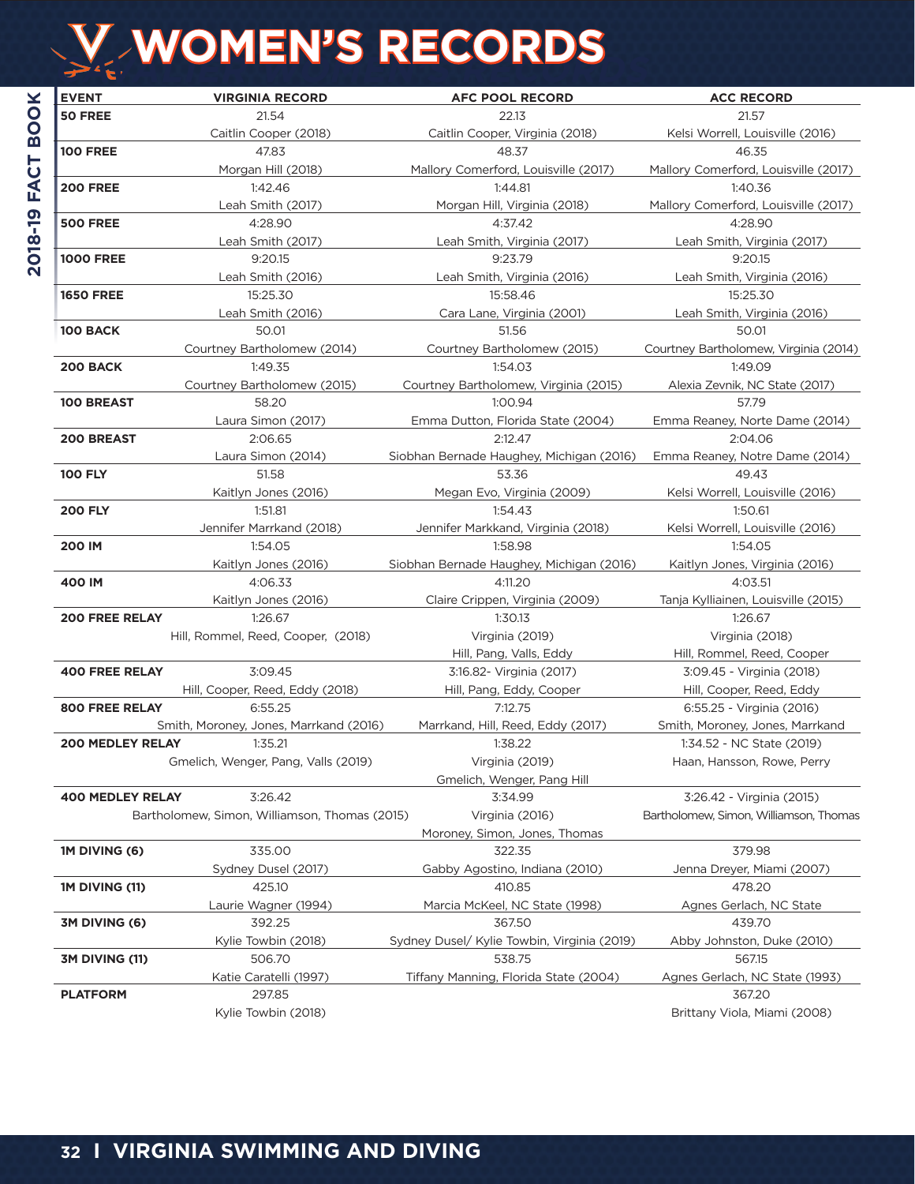# WOMEN'S RECORDS

| EVENT | VIRGINIA RECORD | AFC POOL RECORD | ACC RECORD |
|---|---|---|---|
| **50 FREE** | 21.54<br>Caitlin Cooper (2018) | 22.13<br>Caitlin Cooper, Virginia (2018) | 21.57<br>Kelsi Worrell, Louisville (2016) |
| **100 FREE** | 47.83<br>Morgan Hill (2018) | 48.37<br>Mallory Comerford, Louisville (2017) | 46.35<br>Mallory Comerford, Louisville (2017) |
| **200 FREE** | 1:42.46<br>Leah Smith (2017) | 1:44.81<br>Morgan Hill, Virginia (2018) | 1:40.36<br>Mallory Comerford, Louisville (2017) |
| **500 FREE** | 4:28.90<br>Leah Smith (2017) | 4:37.42<br>Leah Smith, Virginia (2017) | 4:28.90<br>Leah Smith, Virginia (2017) |
| **1000 FREE** | 9:20.15<br>Leah Smith (2016) | 9:23.79<br>Leah Smith, Virginia (2016) | 9:20.15<br>Leah Smith, Virginia (2016) |
| **1650 FREE** | 15:25.30<br>Leah Smith (2016) | 15:58.46<br>Cara Lane, Virginia (2001) | 15:25.30<br>Leah Smith, Virginia (2016) |
| **100 BACK** | 50.01<br>Courtney Bartholomew (2014) | 51.56<br>Courtney Bartholomew (2015) | 50.01<br>Courtney Bartholomew, Virginia (2014) |
| **200 BACK** | 1:49.35<br>Courtney Bartholomew (2015) | 1:54.03<br>Courtney Bartholomew, Virginia (2015) | 1:49.09<br>Alexia Zevnik, NC State (2017) |
| **100 BREAST** | 58.20<br>Laura Simon (2017) | 1:00.94<br>Emma Dutton, Florida State (2004) | 57.79<br>Emma Reaney, Norte Dame (2014) |
| **200 BREAST** | 2:06.65<br>Laura Simon (2014) | 2:12.47<br>Siobhan Bernade Haughey, Michigan (2016) | 2:04.06<br>Emma Reaney, Notre Dame (2014) |
| **100 FLY** | 51.58<br>Kaitlyn Jones (2016) | 53.36<br>Megan Evo, Virginia (2009) | 49.43<br>Kelsi Worrell, Louisville (2016) |
| **200 FLY** | 1:51.81<br>Jennifer Marrkand (2018) | 1:54.43<br>Jennifer Markkand, Virginia (2018) | 1:50.61<br>Kelsi Worrell, Louisville (2016) |
| **200 IM** | 1:54.05<br>Kaitlyn Jones (2016) | 1:58.98<br>Siobhan Bernade Haughey, Michigan (2016) | 1:54.05<br>Kaitlyn Jones, Virginia (2016) |
| **400 IM** | 4:06.33<br>Kaitlyn Jones (2016) | 4:11.20<br>Claire Crippen, Virginia (2009) | 4:03.51<br>Tanja Kylliainen, Louisville (2015) |
| **200 FREE RELAY** | 1:26.67<br>Hill, Rommel, Reed, Cooper, (2018) | 1:30.13<br>Virginia (2019)<br>Hill, Pang, Valls, Eddy | 1:26.67<br>Virginia (2018)<br>Hill, Rommel, Reed, Cooper |
| **400 FREE RELAY** | 3:09.45<br>Hill, Cooper, Reed, Eddy (2018) | 3:16.82- Virginia (2017)<br>Hill, Pang, Eddy, Cooper | 3:09.45 - Virginia (2018)<br>Hill, Cooper, Reed, Eddy |
| **800 FREE RELAY** | 6:55.25<br>Smith, Moroney, Jones, Marrkand (2016) | 7:12.75<br>Marrkand, Hill, Reed, Eddy (2017) | 6:55.25 - Virginia (2016)<br>Smith, Moroney, Jones, Marrkand |
| **200 MEDLEY RELAY** | 1:35.21<br>Gmelich, Wenger, Pang, Valls (2019) | 1:38.22<br>Virginia (2019)<br>Gmelich, Wenger, Pang Hill | 1:34.52 - NC State (2019)<br>Haan, Hansson, Rowe, Perry |
| **400 MEDLEY RELAY** | 3:26.42<br>Bartholomew, Simon, Williamson, Thomas (2015) | 3:34.99<br>Virginia (2016)<br>Moroney, Simon, Jones, Thomas | 3:26.42 - Virginia (2015)<br>Bartholomew, Simon, Williamson, Thomas |
| **1M DIVING (6)** | 335.00<br>Sydney Dusel (2017) | 322.35<br>Gabby Agostino, Indiana (2010) | 379.98<br>Jenna Dreyer, Miami (2007) |
| **1M DIVING (11)** | 425.10<br>Laurie Wagner (1994) | 410.85<br>Marcia McKeel, NC State (1998) | 478.20<br>Agnes Gerlach, NC State |
| **3M DIVING (6)** | 392.25<br>Kylie Towbin (2018) | 367.50<br>Sydney Dusel/ Kylie Towbin, Virginia (2019) | 439.70<br>Abby Johnston, Duke (2010) |
| **3M DIVING (11)** | 506.70<br>Katie Caratelli (1997) | 538.75<br>Tiffany Manning, Florida State (2004) | 567.15<br>Agnes Gerlach, NC State (1993) |
| **PLATFORM** | 297.85<br>Kylie Towbin (2018) | | 367.20<br>Brittany Viola, Miami (2008) |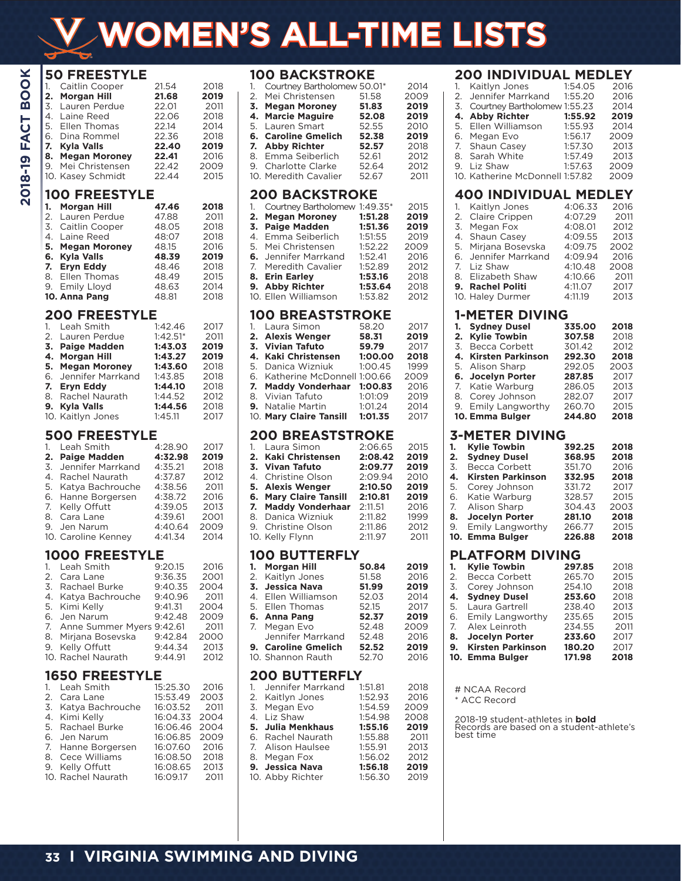# WOMEN'S ALL-TIME LISTS

## 50 FREESTYLE

| | Name | Time | Year |
|---|---|---|---|
| 1. | Caitlin Cooper | 21.54 | 2018 |
| **2.** | **Morgan Hill** | **21.68** | **2019** |
| 3. | Lauren Perdue | 22.01 | 2011 |
| 4. | Laine Reed | 22.06 | 2018 |
| 5. | Ellen Thomas | 22.14 | 2014 |
| 6. | Dina Rommel | 22.36 | 2018 |
| **7.** | **Kyla Valls** | **22.40** | **2019** |
| **8.** | **Megan Moroney** | **22.41** | 2016 |
| 9. | Mei Christensen | 22.42 | 2009 |
| 10. | Kasey Schmidt | 22.44 | 2015 |

## 100 FREESTYLE

| | Name | Time | Year |
|---|---|---|---|
| **1.** | **Morgan Hill** | **47.46** | **2018** |
| 2. | Lauren Perdue | 47.88 | 2011 |
| 3. | Caitlin Cooper | 48.05 | 2018 |
| 4. | Laine Reed | 48:07 | 2018 |
| **5.** | **Megan Moroney** | 48.15 | 2016 |
| **6.** | **Kyla Valls** | **48.39** | **2019** |
| **7.** | **Eryn Eddy** | 48.46 | 2018 |
| 8. | Ellen Thomas | 48.49 | 2015 |
| 9. | Emily Lloyd | 48.63 | 2014 |
| **10.** | **Anna Pang** | 48.81 | 2018 |

## 200 FREESTYLE

| | Name | Time | Year |
|---|---|---|---|
| 1. | Leah Smith | 1:42.46 | 2017 |
| 2. | Lauren Perdue | 1:42.51* | 2011 |
| **3.** | **Paige Madden** | **1:43.03** | **2019** |
| **4.** | **Morgan Hill** | **1:43.27** | **2019** |
| **5.** | **Megan Moroney** | **1:43.60** | 2018 |
| 6. | Jennifer Marrkand | 1:43.85 | 2018 |
| **7.** | **Eryn Eddy** | **1:44.10** | 2018 |
| 8. | Rachel Naurath | 1:44.52 | 2012 |
| **9.** | **Kyla Valls** | **1:44.56** | 2018 |
| 10. | Kaitlyn Jones | 1:45.11 | 2017 |

## 500 FREESTYLE

| | Name | Time | Year |
|---|---|---|---|
| 1. | Leah Smith | 4:28.90 | 2017 |
| **2.** | **Paige Madden** | **4:32.98** | **2019** |
| 3. | Jennifer Marrkand | 4:35.21 | 2018 |
| 4. | Rachel Naurath | 4:37.87 | 2012 |
| 5. | Katya Bachrouche | 4:38.56 | 2011 |
| 6. | Hanne Borgersen | 4:38.72 | 2016 |
| 7. | Kelly Offutt | 4:39.05 | 2013 |
| 8. | Cara Lane | 4:39.61 | 2001 |
| 9. | Jen Narum | 4:40.64 | 2009 |
| 10. | Caroline Kenney | 4:41.34 | 2014 |

## 1000 FREESTYLE

| | Name | Time | Year |
|---|---|---|---|
| 1. | Leah Smith | 9:20.15 | 2016 |
| 2. | Cara Lane | 9:36.35 | 2001 |
| 3. | Rachael Burke | 9:40.35 | 2004 |
| 4. | Katya Bachrouche | 9:40.96 | 2011 |
| 5. | Kimi Kelly | 9:41.31 | 2004 |
| 6. | Jen Narum | 9:42.48 | 2009 |
| 7. | Anne Summer Myers | 9:42.61 | 2011 |
| 8. | Mirjana Bosevska | 9:42.84 | 2000 |
| 9. | Kelly Offutt | 9:44.34 | 2013 |
| 10. | Rachel Naurath | 9:44.91 | 2012 |

## 1650 FREESTYLE

| | Name | Time | Year |
|---|---|---|---|
| 1. | Leah Smith | 15:25.30 | 2016 |
| 2. | Cara Lane | 15:53.49 | 2003 |
| 3. | Katya Bachrouche | 16:03.52 | 2011 |
| 4. | Kimi Kelly | 16:04.33 | 2004 |
| 5. | Rachael Burke | 16:06.46 | 2004 |
| 6. | Jen Narum | 16:06.85 | 2009 |
| 7. | Hanne Borgersen | 16:07.60 | 2016 |
| 8. | Cece Williams | 16:08.50 | 2018 |
| 9. | Kelly Offutt | 16:08.65 | 2013 |
| 10. | Rachel Naurath | 16:09.17 | 2011 |

## 100 BACKSTROKE

| | Name | Time | Year |
|---|---|---|---|
| 1. | Courtney Bartholomew | 50.01* | 2014 |
| 2. | Mei Christensen | 51.58 | 2009 |
| **3.** | **Megan Moroney** | **51.83** | **2019** |
| **4.** | **Marcie Maguire** | **52.08** | **2019** |
| 5. | Lauren Smart | 52.55 | 2010 |
| **6.** | **Caroline Gmelich** | **52.38** | **2019** |
| **7.** | **Abby Richter** | **52.57** | 2018 |
| 8. | Emma Seiberlich | 52.61 | 2012 |
| 9. | Charlotte Clarke | 52.64 | 2012 |
| 10. | Meredith Cavalier | 52.67 | 2011 |

## 200 BACKSTROKE

| | Name | Time | Year |
|---|---|---|---|
| 1. | Courtney Bartholomew | 1:49.35* | 2015 |
| **2.** | **Megan Moroney** | **1:51.28** | **2019** |
| **3.** | **Paige Madden** | **1:51.36** | **2019** |
| 4. | Emma Seiberlich | 1:51:55 | 2019 |
| 5. | Mei Christensen | 1:52.22 | 2009 |
| **6.** | Jennifer Marrkand | 1:52.41 | 2016 |
| 7. | Meredith Cavalier | 1:52.89 | 2012 |
| **8.** | **Erin Earley** | **1:53.16** | 2018 |
| **9.** | **Abby Richter** | **1:53.64** | 2018 |
| 10. | Ellen Williamson | 1:53.82 | 2012 |

## 100 BREASTSTROKE

| | Name | Time | Year |
|---|---|---|---|
| 1. | Laura Simon | 58.20 | 2017 |
| **2.** | **Alexis Wenger** | **58.31** | **2019** |
| **3.** | **Vivian Tafuto** | **59.79** | 2017 |
| **4.** | **Kaki Christensen** | **1:00.00** | **2018** |
| 5. | Danica Wizniuk | 1:00.45 | 1999 |
| 6. | Katherine McDonnell | 1:00.66 | 2009 |
| **7.** | **Maddy Vonderhaar** | **1:00.83** | 2016 |
| 8. | Vivian Tafuto | 1:01.09 | 2019 |
| **9.** | Natalie Martin | 1:01.24 | 2014 |
| 10. | **Mary Claire Tansill** | **1:01.35** | 2017 |

## 200 BREASTSTROKE

| | Name | Time | Year |
|---|---|---|---|
| 1. | Laura Simon | 2:06.65 | 2015 |
| **2.** | **Kaki Christensen** | **2:08.42** | **2019** |
| **3.** | **Vivan Tafuto** | **2:09.77** | **2019** |
| 4. | Christine Olson | 2:09.94 | 2010 |
| **5.** | **Alexis Wenger** | **2:10.50** | **2019** |
| **6.** | **Mary Claire Tansill** | **2:10.81** | **2019** |
| **7.** | **Maddy Vonderhaar** | 2:11.51 | 2016 |
| 8. | Danica Wizniuk | 2:11.82 | 1999 |
| 9. | Christine Olson | 2:11.86 | 2012 |
| 10. | Kelly Flynn | 2:11.97 | 2011 |

## 100 BUTTERFLY

| | Name | Time | Year |
|---|---|---|---|
| **1.** | **Morgan Hill** | **50.84** | **2019** |
| 2. | Kaitlyn Jones | 51.58 | 2016 |
| **3.** | **Jessica Nava** | **51.99** | **2019** |
| 4. | Ellen Williamson | 52.03 | 2014 |
| 5. | Ellen Thomas | 52.15 | 2017 |
| **6.** | **Anna Pang** | **52.37** | **2019** |
| 7. | Megan Evo | 52.48 | 2009 |
| | Jennifer Marrkand | 52.48 | 2016 |
| **9.** | **Caroline Gmelich** | **52.52** | **2019** |
| 10. | Shannon Rauth | 52.70 | 2016 |

## 200 BUTTERFLY

| | Name | Time | Year |
|---|---|---|---|
| 1. | Jennifer Marrkand | 1:51.81 | 2018 |
| 2. | Kaitlyn Jones | 1:52.93 | 2016 |
| 3. | Megan Evo | 1:54.59 | 2009 |
| 4. | Liz Shaw | 1:54.98 | 2008 |
| **5.** | **Julia Menkhaus** | **1:55.16** | **2019** |
| 6. | Rachel Naurath | 1:55.88 | 2011 |
| 7. | Alison Haulsee | 1:55.91 | 2013 |
| 8. | Megan Fox | 1:56.02 | 2012 |
| **9.** | **Jessica Nava** | **1:56.18** | **2019** |
| 10. | Abby Richter | 1:56.30 | 2019 |

## 200 INDIVIDUAL MEDLEY

| | Name | Time | Year |
|---|---|---|---|
| 1. | Kaitlyn Jones | 1:54.05 | 2016 |
| 2. | Jennifer Marrkand | 1:55.20 | 2016 |
| 3. | Courtney Bartholomew | 1:55.23 | 2014 |
| **4.** | **Abby Richter** | **1:55.92** | **2019** |
| 5. | Ellen Williamson | 1:55.93 | 2014 |
| 6. | Megan Evo | 1:56.17 | 2009 |
| 7. | Shaun Casey | 1:57.30 | 2013 |
| 8. | Sarah White | 1:57.49 | 2013 |
| 9. | Liz Shaw | 1:57.63 | 2009 |
| 10. | Katherine McDonnell | 1:57.82 | 2009 |

## 400 INDIVIDUAL MEDLEY

| | Name | Time | Year |
|---|---|---|---|
| 1. | Kaitlyn Jones | 4:06.33 | 2016 |
| 2. | Claire Crippen | 4:07.29 | 2011 |
| 3. | Megan Fox | 4:08.01 | 2012 |
| 4. | Shaun Casey | 4:09.55 | 2013 |
| 5. | Mirjana Bosevska | 4:09.75 | 2002 |
| 6. | Jennifer Marrkand | 4:09.94 | 2016 |
| 7. | Liz Shaw | 4:10.48 | 2008 |
| 8. | Elizabeth Shaw | 4:10.66 | 2011 |
| **9.** | **Rachel Politi** | 4:11.07 | 2017 |
| 10. | Haley Durmer | 4:11.19 | 2013 |

## 1-METER DIVING

| | Name | Score | Year |
|---|---|---|---|
| **1.** | **Sydney Dusel** | **335.00** | **2018** |
| **2.** | **Kylie Towbin** | 307.58 | 2018 |
| 3. | Becca Corbett | 301.42 | 2012 |
| **4.** | **Kirsten Parkinson** | **292.30** | **2018** |
| 5. | Alison Sharp | 292.05 | 2003 |
| **6.** | **Jocelyn Porter** | **287.85** | 2017 |
| 7. | Katie Warburg | 286.05 | 2013 |
| 8. | Corey Johnson | 282.07 | 2017 |
| 9. | Emily Langworthy | 260.70 | 2015 |
| **10.** | **Emma Bulger** | **244.80** | **2018** |

## 3-METER DIVING

| | Name | Score | Year |
|---|---|---|---|
| **1.** | **Kylie Towbin** | **392.25** | **2018** |
| **2.** | **Sydney Dusel** | **368.95** | **2018** |
| 3. | Becca Corbett | 351.70 | 2016 |
| **4.** | **Kirsten Parkinson** | **332.95** | **2018** |
| 5. | Corey Johnson | 331.72 | 2017 |
| 6. | Katie Warburg | 328.57 | 2015 |
| 7. | Alison Sharp | 304.43 | 2003 |
| **8.** | **Jocelyn Porter** | **281.10** | **2018** |
| 9. | Emily Langworthy | 266.77 | 2015 |
| **10.** | **Emma Bulger** | **226.88** | **2018** |

## PLATFORM DIVING

| | Name | Score | Year |
|---|---|---|---|
| **1.** | **Kylie Towbin** | **297.85** | 2018 |
| 2. | Becca Corbett | 265.70 | 2015 |
| 3. | Corey Johnson | 254.10 | 2018 |
| **4.** | **Sydney Dusel** | **253.60** | 2018 |
| 5. | Laura Gartrell | 238.40 | 2013 |
| 6. | Emily Langworthy | 235.65 | 2015 |
| 7. | Alex Leinroth | 234.55 | 2011 |
| **8.** | **Jocelyn Porter** | **233.60** | 2017 |
| **9.** | **Kirsten Parkinson** | **180.20** | 2017 |
| **10.** | **Emma Bulger** | **171.98** | **2018** |

# NCAA Record
* ACC Record

2018-19 student-athletes in **bold**
Records are based on a student-athlete's best time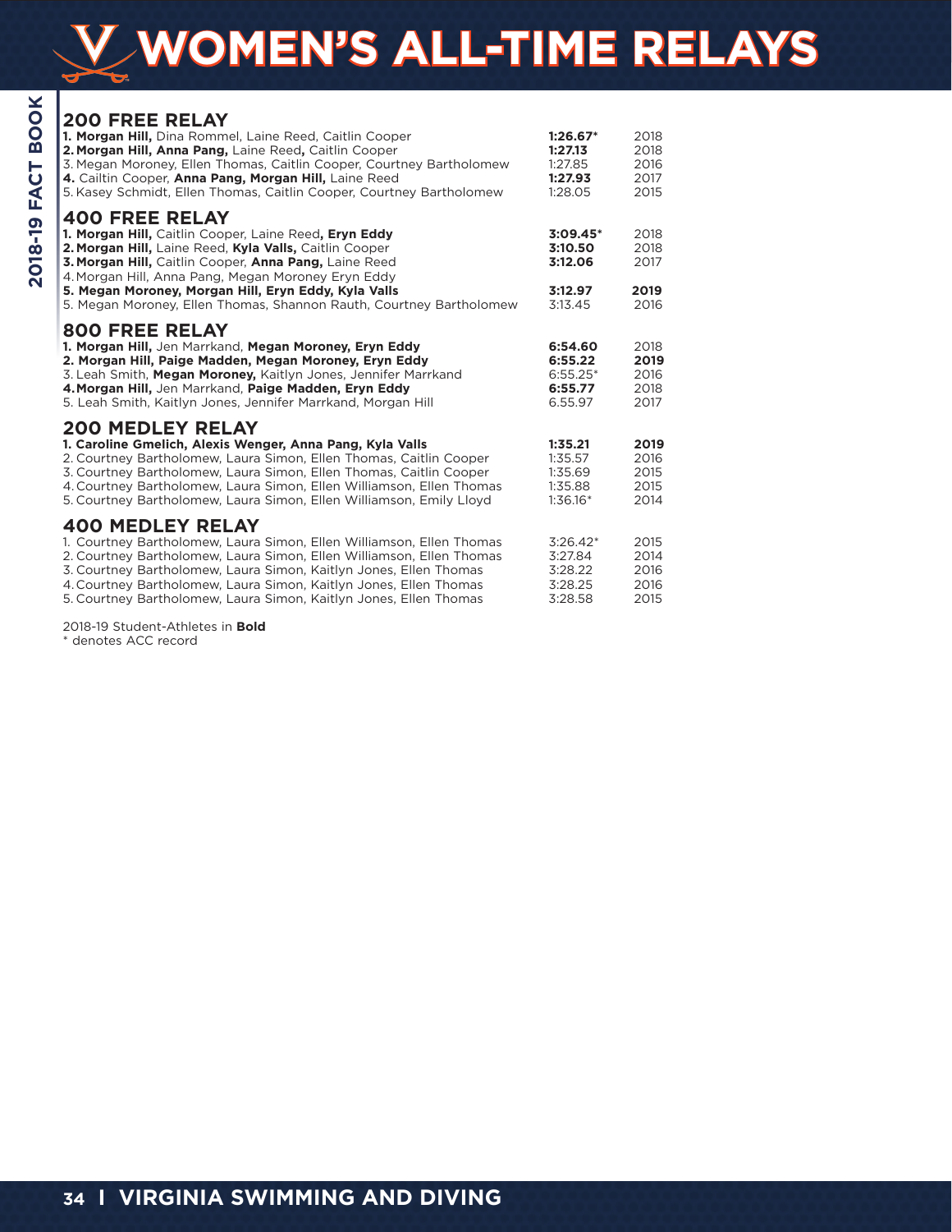# WOMEN'S ALL-TIME RELAYS

## 200 FREE RELAY

| | | |
|---|---|---|
| 1. **Morgan Hill,** Dina Rommel, Laine Reed, Caitlin Cooper | **1:26.67*** | 2018 |
| 2. **Morgan Hill, Anna Pang,** Laine Reed**,** Caitlin Cooper | **1:27.13** | 2018 |
| 3. Megan Moroney, Ellen Thomas, Caitlin Cooper, Courtney Bartholomew | 1:27.85 | 2016 |
| 4. Caitlin Cooper, **Anna Pang, Morgan Hill,** Laine Reed | **1:27.93** | 2017 |
| 5. Kasey Schmidt, Ellen Thomas, Caitlin Cooper, Courtney Bartholomew | 1:28.05 | 2015 |

## 400 FREE RELAY

| | | |
|---|---|---|
| 1. **Morgan Hill,** Caitlin Cooper, Laine Reed**, Eryn Eddy** | **3:09.45*** | 2018 |
| 2. **Morgan Hill,** Laine Reed, **Kyla Valls,** Caitlin Cooper | **3:10.50** | 2018 |
| 3. **Morgan Hill,** Caitlin Cooper, **Anna Pang,** Laine Reed | **3:12.06** | 2017 |
| 4. Morgan Hill, Anna Pang, Megan Moroney Eryn Eddy | | |
| 5. **Megan Moroney, Morgan Hill, Eryn Eddy, Kyla Valls** | **3:12.97** | **2019** |
| 5. Megan Moroney, Ellen Thomas, Shannon Rauth, Courtney Bartholomew | 3:13.45 | 2016 |

## 800 FREE RELAY

| | | |
|---|---|---|
| 1. **Morgan Hill,** Jen Marrkand, **Megan Moroney, Eryn Eddy** | **6:54.60** | 2018 |
| 2. **Morgan Hill, Paige Madden, Megan Moroney, Eryn Eddy** | **6:55.22** | **2019** |
| 3. Leah Smith, **Megan Moroney,** Kaitlyn Jones, Jennifer Marrkand | 6:55.25* | 2016 |
| 4. **Morgan Hill,** Jen Marrkand, **Paige Madden, Eryn Eddy** | **6:55.77** | 2018 |
| 5. Leah Smith, Kaitlyn Jones, Jennifer Marrkand, Morgan Hill | 6.55.97 | 2017 |

## 200 MEDLEY RELAY

| | | |
|---|---|---|
| 1. **Caroline Gmelich, Alexis Wenger, Anna Pang, Kyla Valls** | **1:35.21** | **2019** |
| 2. Courtney Bartholomew, Laura Simon, Ellen Thomas, Caitlin Cooper | 1:35.57 | 2016 |
| 3. Courtney Bartholomew, Laura Simon, Ellen Thomas, Caitlin Cooper | 1:35.69 | 2015 |
| 4. Courtney Bartholomew, Laura Simon, Ellen Williamson, Ellen Thomas | 1:35.88 | 2015 |
| 5. Courtney Bartholomew, Laura Simon, Ellen Williamson, Emily Lloyd | 1:36.16* | 2014 |

## 400 MEDLEY RELAY

| | | |
|---|---|---|
| 1. Courtney Bartholomew, Laura Simon, Ellen Williamson, Ellen Thomas | 3:26.42* | 2015 |
| 2. Courtney Bartholomew, Laura Simon, Ellen Williamson, Ellen Thomas | 3:27.84 | 2014 |
| 3. Courtney Bartholomew, Laura Simon, Kaitlyn Jones, Ellen Thomas | 3:28.22 | 2016 |
| 4. Courtney Bartholomew, Laura Simon, Kaitlyn Jones, Ellen Thomas | 3:28.25 | 2016 |
| 5. Courtney Bartholomew, Laura Simon, Kaitlyn Jones, Ellen Thomas | 3:28.58 | 2015 |

2018-19 Student-Athletes in **Bold**

* denotes ACC record